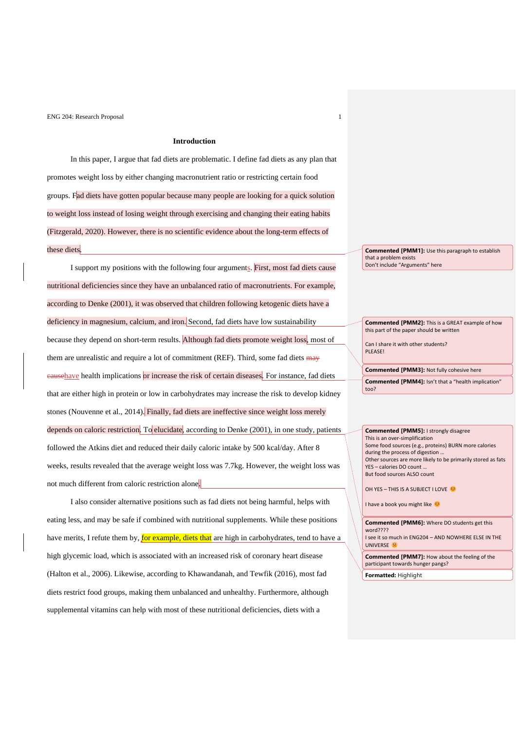# Introduction

In this paper, I argue that fad diets are problematic. I define fad diets as any plan that promotes weight loss by either changing macronutrient ratio or restricting certain food groups. Fad diets have gotten popular because many people are looking for a quick solution to weight loss instead of losing weight through exercising and changing their eating habits (Fitzgerald, 2020). However, there is no scientific evidence about the long-term effects of these diets.

I support my positions with the following four arguments. First, most fad diets cause nutritional deficiencies since they have an unbalanced ratio of macronutrients. For example, according to Denke (2001), it was observed that children following ketogenic diets have a deficiency in magnesium, calcium, and iron. Second, fad diets have low sustainability because they depend on short-term results. Although fad diets promote weight loss, most of them are unrealistic and require a lot of commitment (REF). Third, some fad diets ~~may cause~~ have health implications or increase the risk of certain diseases. For instance, fad diets that are either high in protein or low in carbohydrates may increase the risk to develop kidney stones (Nouvenne et al., 2014). Finally, fad diets are ineffective since weight loss merely depends on caloric restriction. To elucidate, according to Denke (2001), in one study, patients followed the Atkins diet and reduced their daily caloric intake by 500 kcal/day. After 8 weeks, results revealed that the average weight loss was 7.7kg. However, the weight loss was not much different from caloric restriction alone.

I also consider alternative positions such as fad diets not being harmful, helps with eating less, and may be safe if combined with nutritional supplements. While these positions have merits, I refute them by, for example, diets that are high in carbohydrates, tend to have a high glycemic load, which is associated with an increased risk of coronary heart disease (Halton et al., 2006). Likewise, according to Khawandanah, and Tewfik (2016), most fad diets restrict food groups, making them unbalanced and unhealthy. Furthermore, although supplemental vitamins can help with most of these nutritional deficiencies, diets with a

**Commented [PMM1]:** Use this paragraph to establish that a problem exists
Don't include "Arguments" here

**Commented [PMM2]:** This is a GREAT example of how this part of the paper should be written

Can I share it with other students?
PLEASE!

**Commented [PMM3]:** Not fully cohesive here

**Commented [PMM4]:** Isn't that a "health implication" too?

**Commented [PMM5]:** I strongly disagree
This is an over-simplification
Some food sources (e.g., proteins) BURN more calories during the process of digestion …
Other sources are more likely to be primarily stored as fats
YES – calories DO count …
But food sources ALSO count

OH YES – THIS IS A SUBJECT I LOVE 😊

I have a book you might like 😊

**Commented [PMM6]:** Where DO students get this word????
I see it so much in ENG204 – AND NOWHERE ELSE IN THE UNIVERSE ☹

**Commented [PMM7]:** How about the feeling of the participant towards hunger pangs?

**Formatted:** Highlight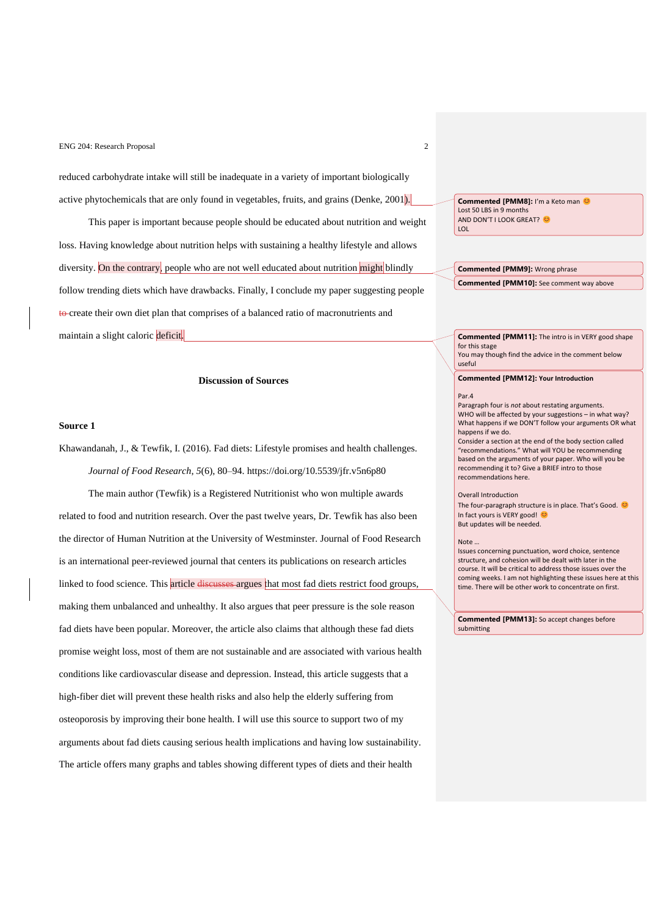reduced carbohydrate intake will still be inadequate in a variety of important biologically active phytochemicals that are only found in vegetables, fruits, and grains (Denke, 2001).

This paper is important because people should be educated about nutrition and weight loss. Having knowledge about nutrition helps with sustaining a healthy lifestyle and allows diversity. On the contrary, people who are not well educated about nutrition might blindly follow trending diets which have drawbacks. Finally, I conclude my paper suggesting people ~~to~~ create their own diet plan that comprises of a balanced ratio of macronutrients and maintain a slight caloric deficit.

**Discussion of Sources**

**Source 1**

Khawandanah, J., & Tewfik, I. (2016). Fad diets: Lifestyle promises and health challenges. *Journal of Food Research, 5*(6), 80–94. https://doi.org/10.5539/jfr.v5n6p80

The main author (Tewfik) is a Registered Nutritionist who won multiple awards related to food and nutrition research. Over the past twelve years, Dr. Tewfik has also been the director of Human Nutrition at the University of Westminster. Journal of Food Research is an international peer-reviewed journal that centers its publications on research articles linked to food science. This article ~~discusses~~ argues that most fad diets restrict food groups, making them unbalanced and unhealthy. It also argues that peer pressure is the sole reason fad diets have been popular. Moreover, the article also claims that although these fad diets promise weight loss, most of them are not sustainable and are associated with various health conditions like cardiovascular disease and depression. Instead, this article suggests that a high-fiber diet will prevent these health risks and also help the elderly suffering from osteoporosis by improving their bone health. I will use this source to support two of my arguments about fad diets causing serious health implications and having low sustainability. The article offers many graphs and tables showing different types of diets and their health

**Commented [PMM8]:** I'm a Keto man 😊
Lost 50 LBS in 9 months
AND DON'T I LOOK GREAT? 😊
LOL

**Commented [PMM9]:** Wrong phrase

**Commented [PMM10]:** See comment way above

**Commented [PMM11]:** The intro is in VERY good shape for this stage
You may though find the advice in the comment below useful

**Commented [PMM12]:** **Your Introduction**

Par.4
Paragraph four is *not* about restating arguments.
WHO will be affected by your suggestions – in what way?
What happens if we DON'T follow your arguments OR what happens if we do.
Consider a section at the end of the body section called "recommendations." What will YOU be recommending based on the arguments of your paper. Who will you be recommending it to? Give a BRIEF intro to those recommendations here.

Overall Introduction
The four-paragraph structure is in place. That's Good. 😊
In fact yours is VERY good! 😊
But updates will be needed.

Note …
Issues concerning punctuation, word choice, sentence structure, and cohesion will be dealt with later in the course. It will be critical to address those issues over the coming weeks. I am not highlighting these issues here at this time. There will be other work to concentrate on first.

**Commented [PMM13]:** So accept changes before submitting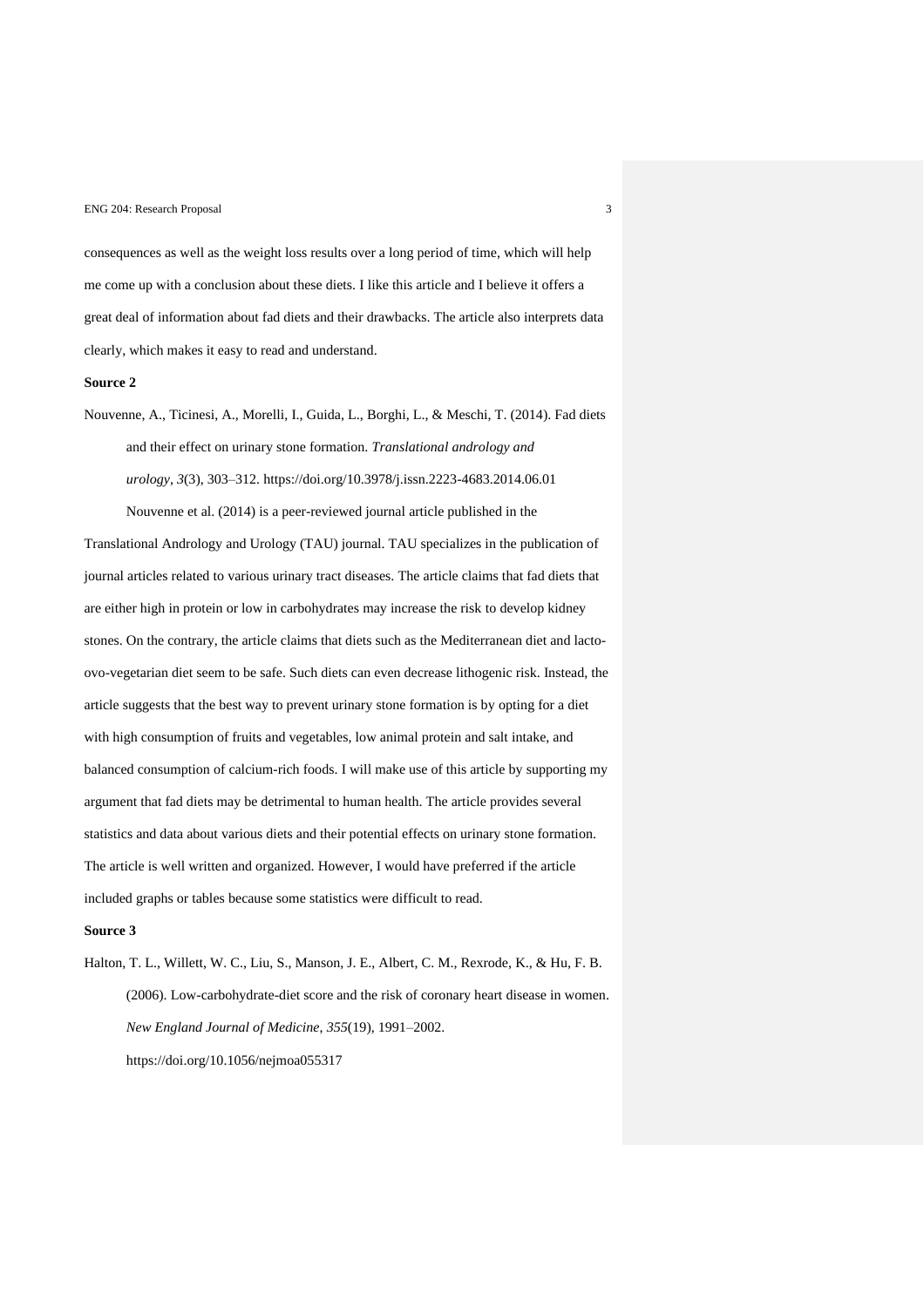consequences as well as the weight loss results over a long period of time, which will help me come up with a conclusion about these diets. I like this article and I believe it offers a great deal of information about fad diets and their drawbacks. The article also interprets data clearly, which makes it easy to read and understand.

**Source 2**

Nouvenne, A., Ticinesi, A., Morelli, I., Guida, L., Borghi, L., & Meschi, T. (2014). Fad diets and their effect on urinary stone formation. *Translational andrology and urology*, *3*(3), 303–312. https://doi.org/10.3978/j.issn.2223-4683.2014.06.01

Nouvenne et al. (2014) is a peer-reviewed journal article published in the Translational Andrology and Urology (TAU) journal. TAU specializes in the publication of journal articles related to various urinary tract diseases. The article claims that fad diets that are either high in protein or low in carbohydrates may increase the risk to develop kidney stones. On the contrary, the article claims that diets such as the Mediterranean diet and lacto-ovo-vegetarian diet seem to be safe. Such diets can even decrease lithogenic risk. Instead, the article suggests that the best way to prevent urinary stone formation is by opting for a diet with high consumption of fruits and vegetables, low animal protein and salt intake, and balanced consumption of calcium-rich foods. I will make use of this article by supporting my argument that fad diets may be detrimental to human health. The article provides several statistics and data about various diets and their potential effects on urinary stone formation. The article is well written and organized. However, I would have preferred if the article included graphs or tables because some statistics were difficult to read.

**Source 3**

Halton, T. L., Willett, W. C., Liu, S., Manson, J. E., Albert, C. M., Rexrode, K., & Hu, F. B. (2006). Low-carbohydrate-diet score and the risk of coronary heart disease in women. *New England Journal of Medicine*, *355*(19), 1991–2002. https://doi.org/10.1056/nejmoa055317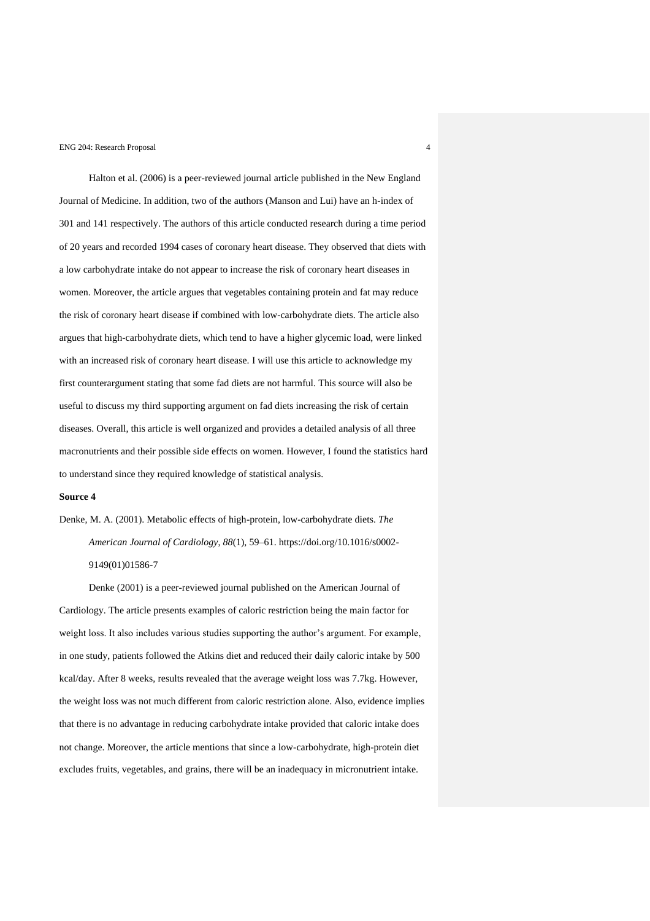Halton et al. (2006) is a peer-reviewed journal article published in the New England Journal of Medicine. In addition, two of the authors (Manson and Lui) have an h-index of 301 and 141 respectively. The authors of this article conducted research during a time period of 20 years and recorded 1994 cases of coronary heart disease. They observed that diets with a low carbohydrate intake do not appear to increase the risk of coronary heart diseases in women. Moreover, the article argues that vegetables containing protein and fat may reduce the risk of coronary heart disease if combined with low-carbohydrate diets. The article also argues that high-carbohydrate diets, which tend to have a higher glycemic load, were linked with an increased risk of coronary heart disease. I will use this article to acknowledge my first counterargument stating that some fad diets are not harmful. This source will also be useful to discuss my third supporting argument on fad diets increasing the risk of certain diseases. Overall, this article is well organized and provides a detailed analysis of all three macronutrients and their possible side effects on women. However, I found the statistics hard to understand since they required knowledge of statistical analysis.

**Source 4**

Denke, M. A. (2001). Metabolic effects of high-protein, low-carbohydrate diets. *The American Journal of Cardiology*, *88*(1), 59–61. https://doi.org/10.1016/s0002-9149(01)01586-7

Denke (2001) is a peer-reviewed journal published on the American Journal of Cardiology. The article presents examples of caloric restriction being the main factor for weight loss. It also includes various studies supporting the author's argument. For example, in one study, patients followed the Atkins diet and reduced their daily caloric intake by 500 kcal/day. After 8 weeks, results revealed that the average weight loss was 7.7kg. However, the weight loss was not much different from caloric restriction alone. Also, evidence implies that there is no advantage in reducing carbohydrate intake provided that caloric intake does not change. Moreover, the article mentions that since a low-carbohydrate, high-protein diet excludes fruits, vegetables, and grains, there will be an inadequacy in micronutrient intake.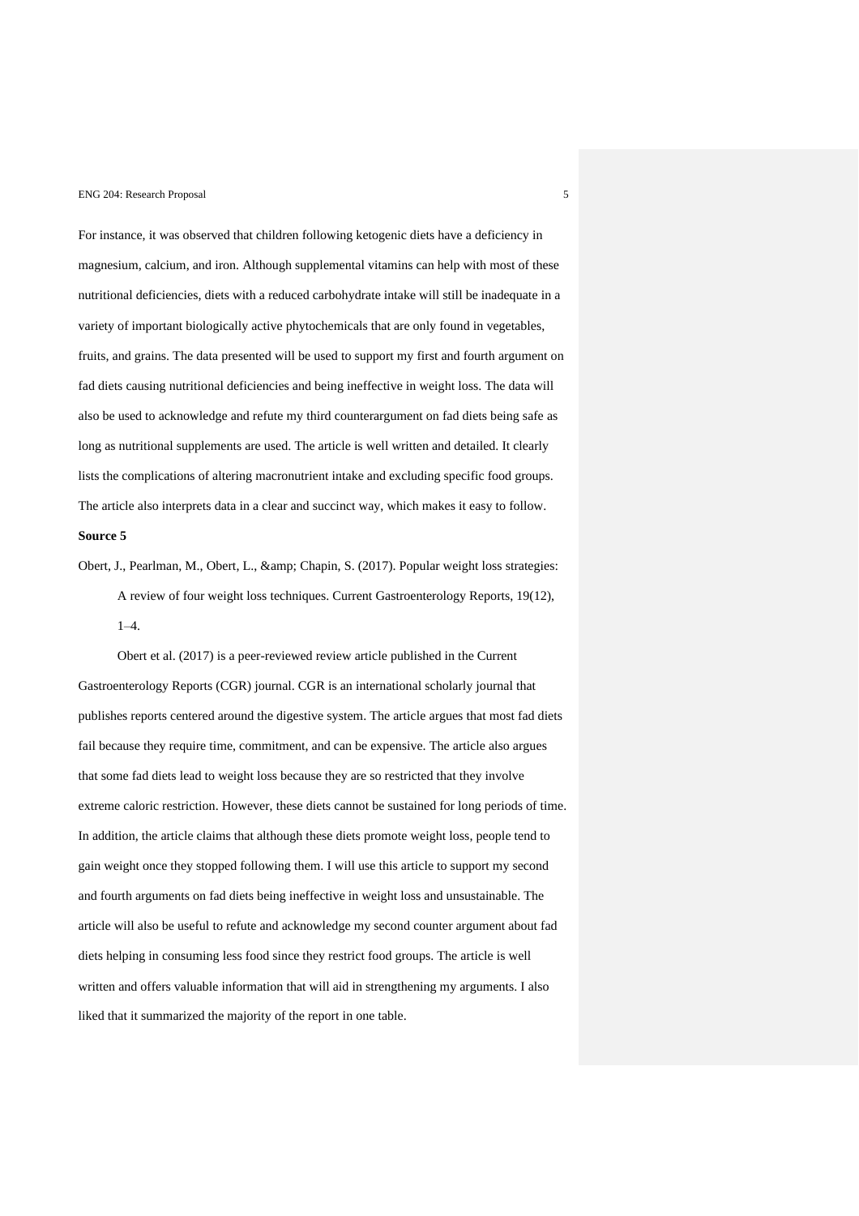For instance, it was observed that children following ketogenic diets have a deficiency in magnesium, calcium, and iron. Although supplemental vitamins can help with most of these nutritional deficiencies, diets with a reduced carbohydrate intake will still be inadequate in a variety of important biologically active phytochemicals that are only found in vegetables, fruits, and grains. The data presented will be used to support my first and fourth argument on fad diets causing nutritional deficiencies and being ineffective in weight loss. The data will also be used to acknowledge and refute my third counterargument on fad diets being safe as long as nutritional supplements are used. The article is well written and detailed. It clearly lists the complications of altering macronutrient intake and excluding specific food groups. The article also interprets data in a clear and succinct way, which makes it easy to follow.

**Source 5**

Obert, J., Pearlman, M., Obert, L., &amp; Chapin, S. (2017). Popular weight loss strategies: A review of four weight loss techniques. Current Gastroenterology Reports, 19(12), 1–4.

Obert et al. (2017) is a peer-reviewed review article published in the Current Gastroenterology Reports (CGR) journal. CGR is an international scholarly journal that publishes reports centered around the digestive system. The article argues that most fad diets fail because they require time, commitment, and can be expensive. The article also argues that some fad diets lead to weight loss because they are so restricted that they involve extreme caloric restriction. However, these diets cannot be sustained for long periods of time. In addition, the article claims that although these diets promote weight loss, people tend to gain weight once they stopped following them. I will use this article to support my second and fourth arguments on fad diets being ineffective in weight loss and unsustainable. The article will also be useful to refute and acknowledge my second counter argument about fad diets helping in consuming less food since they restrict food groups. The article is well written and offers valuable information that will aid in strengthening my arguments. I also liked that it summarized the majority of the report in one table.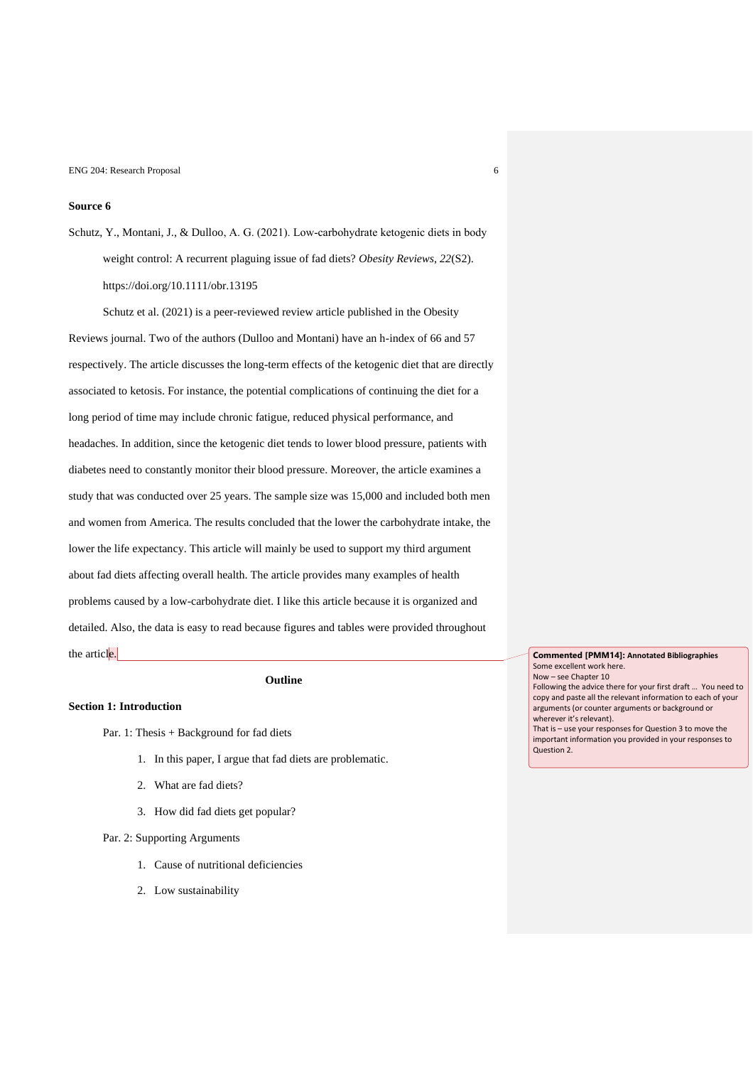**Source 6**

Schutz, Y., Montani, J., & Dulloo, A. G. (2021). Low-carbohydrate ketogenic diets in body weight control: A recurrent plaguing issue of fad diets? *Obesity Reviews*, *22*(S2). https://doi.org/10.1111/obr.13195

Schutz et al. (2021) is a peer-reviewed review article published in the Obesity Reviews journal. Two of the authors (Dulloo and Montani) have an h-index of 66 and 57 respectively. The article discusses the long-term effects of the ketogenic diet that are directly associated to ketosis. For instance, the potential complications of continuing the diet for a long period of time may include chronic fatigue, reduced physical performance, and headaches. In addition, since the ketogenic diet tends to lower blood pressure, patients with diabetes need to constantly monitor their blood pressure. Moreover, the article examines a study that was conducted over 25 years. The sample size was 15,000 and included both men and women from America. The results concluded that the lower the carbohydrate intake, the lower the life expectancy. This article will mainly be used to support my third argument about fad diets affecting overall health. The article provides many examples of health problems caused by a low-carbohydrate diet. I like this article because it is organized and detailed. Also, the data is easy to read because figures and tables were provided throughout the article.

> **Commented [PMM14]: Annotated Bibliographies**
> Some excellent work here.
> Now – see Chapter 10
> Following the advice there for your first draft … You need to copy and paste all the relevant information to each of your arguments (or counter arguments or background or wherever it's relevant).
> That is – use your responses for Question 3 to move the important information you provided in your responses to Question 2.

**Outline**

**Section 1: Introduction**

Par. 1: Thesis + Background for fad diets

1. In this paper, I argue that fad diets are problematic.
2. What are fad diets?
3. How did fad diets get popular?

Par. 2: Supporting Arguments

1. Cause of nutritional deficiencies
2. Low sustainability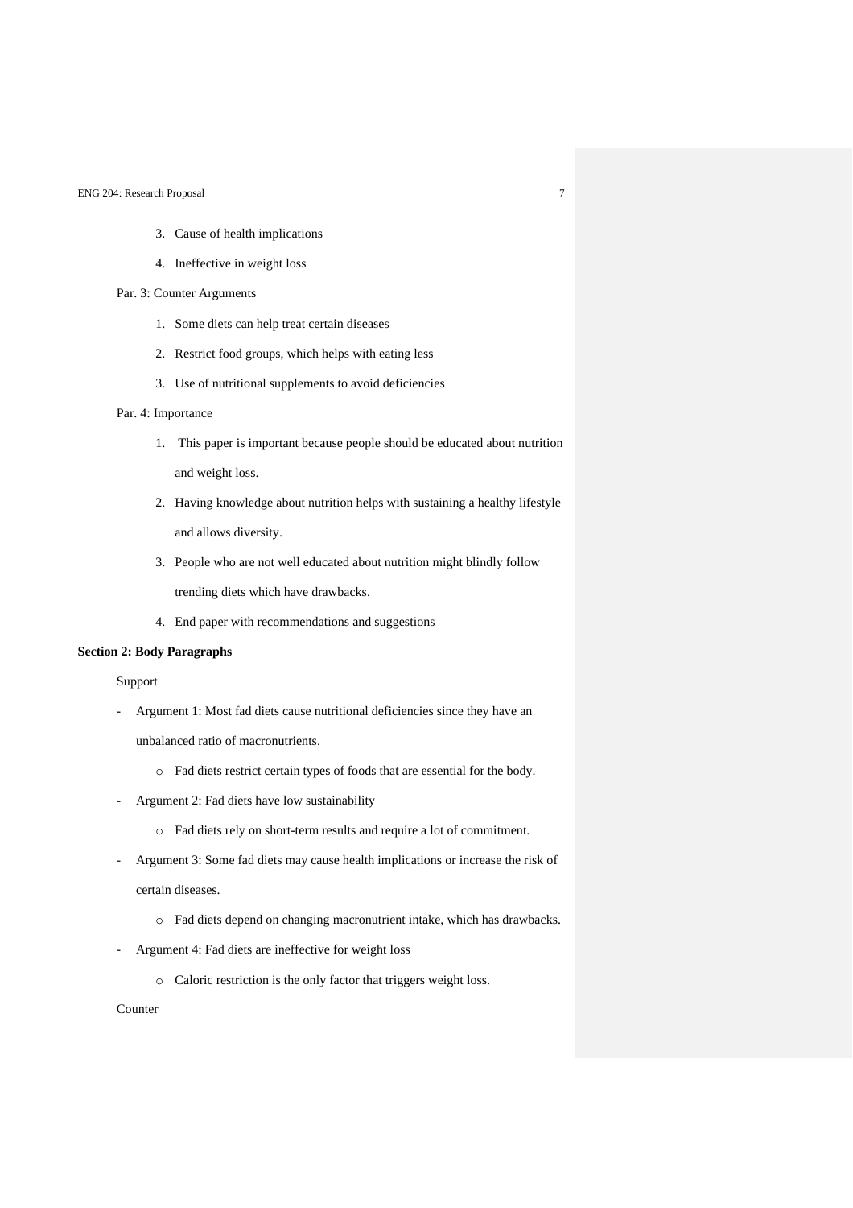3. Cause of health implications
4. Ineffective in weight loss

Par. 3: Counter Arguments

1. Some diets can help treat certain diseases
2. Restrict food groups, which helps with eating less
3. Use of nutritional supplements to avoid deficiencies

Par. 4: Importance

1. This paper is important because people should be educated about nutrition and weight loss.
2. Having knowledge about nutrition helps with sustaining a healthy lifestyle and allows diversity.
3. People who are not well educated about nutrition might blindly follow trending diets which have drawbacks.
4. End paper with recommendations and suggestions

**Section 2: Body Paragraphs**

Support

- Argument 1: Most fad diets cause nutritional deficiencies since they have an unbalanced ratio of macronutrients.
    - Fad diets restrict certain types of foods that are essential for the body.
- Argument 2: Fad diets have low sustainability
    - Fad diets rely on short-term results and require a lot of commitment.
- Argument 3: Some fad diets may cause health implications or increase the risk of certain diseases.
    - Fad diets depend on changing macronutrient intake, which has drawbacks.
- Argument 4: Fad diets are ineffective for weight loss
    - Caloric restriction is the only factor that triggers weight loss.

Counter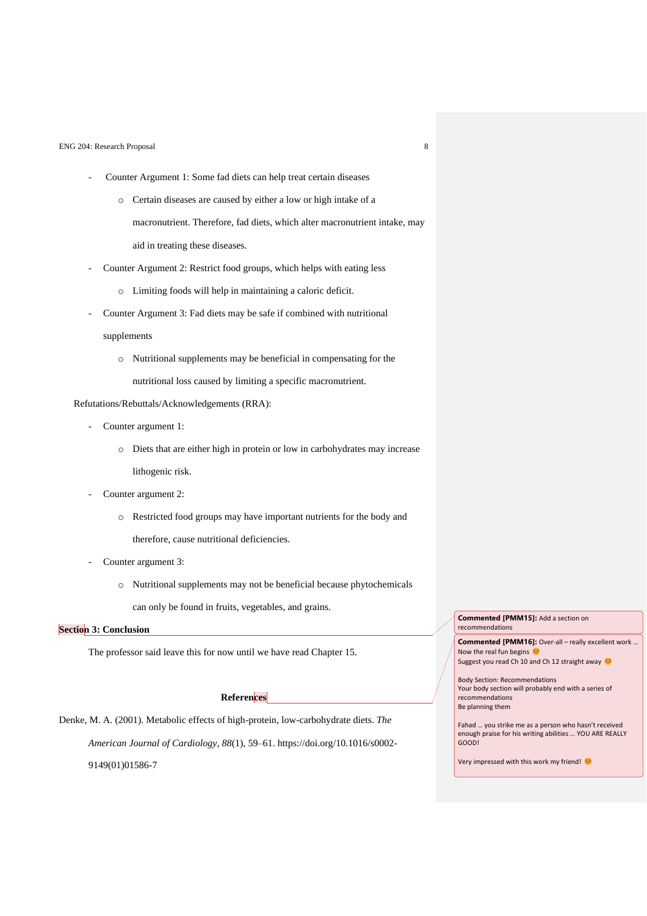- Counter Argument 1: Some fad diets can help treat certain diseases
    - Certain diseases are caused by either a low or high intake of a macronutrient. Therefore, fad diets, which alter macronutrient intake, may aid in treating these diseases.
- Counter Argument 2: Restrict food groups, which helps with eating less
    - Limiting foods will help in maintaining a caloric deficit.
- Counter Argument 3: Fad diets may be safe if combined with nutritional supplements
    - Nutritional supplements may be beneficial in compensating for the nutritional loss caused by limiting a specific macronutrient.

Refutations/Rebuttals/Acknowledgements (RRA):

- Counter argument 1:
    - Diets that are either high in protein or low in carbohydrates may increase lithogenic risk.
- Counter argument 2:
    - Restricted food groups may have important nutrients for the body and therefore, cause nutritional deficiencies.
- Counter argument 3:
    - Nutritional supplements may not be beneficial because phytochemicals can only be found in fruits, vegetables, and grains.

**Section 3: Conclusion**

The professor said leave this for now until we have read Chapter 15.

**References**

Denke, M. A. (2001). Metabolic effects of high-protein, low-carbohydrate diets. *The American Journal of Cardiology*, *88*(1), 59–61. https://doi.org/10.1016/s0002-9149(01)01586-7

**Commented [PMM15]:** Add a section on recommendations

**Commented [PMM16]:** Over-all – really excellent work … Now the real fun begins 😊
Suggest you read Ch 10 and Ch 12 straight away 😊

Body Section: Recommendations
Your body section will probably end with a series of recommendations
Be planning them

Fahad … you strike me as a person who hasn't received enough praise for his writing abilities … YOU ARE REALLY GOOD!

Very impressed with this work my friend! 😊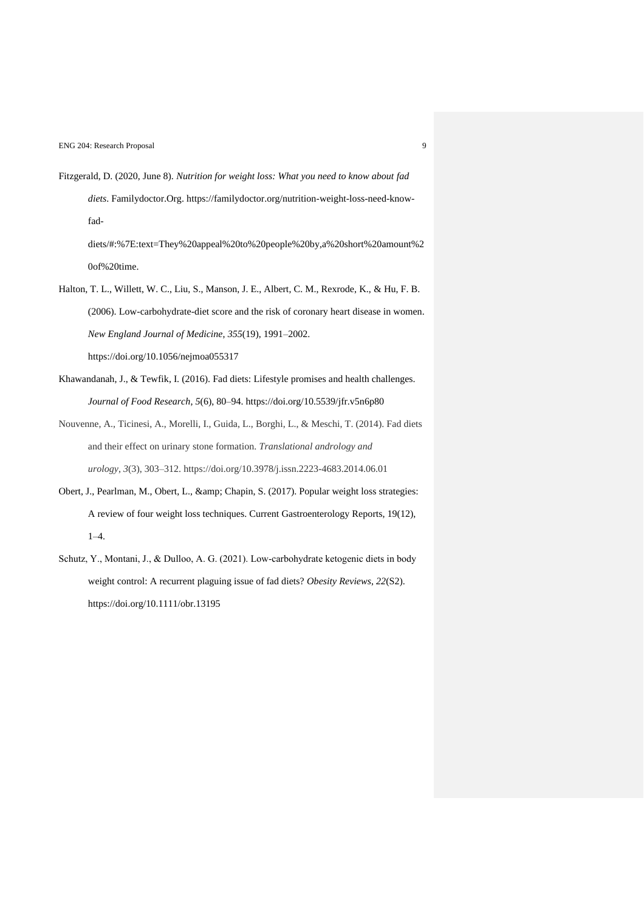Fitzgerald, D. (2020, June 8). *Nutrition for weight loss: What you need to know about fad diets*. Familydoctor.Org. https://familydoctor.org/nutrition-weight-loss-need-know-fad-diets/#:%7E:text=They%20appeal%20to%20people%20by,a%20short%20amount%20of%20time.

Halton, T. L., Willett, W. C., Liu, S., Manson, J. E., Albert, C. M., Rexrode, K., & Hu, F. B. (2006). Low-carbohydrate-diet score and the risk of coronary heart disease in women. *New England Journal of Medicine*, *355*(19), 1991–2002. https://doi.org/10.1056/nejmoa055317

Khawandanah, J., & Tewfik, I. (2016). Fad diets: Lifestyle promises and health challenges. *Journal of Food Research*, *5*(6), 80–94. https://doi.org/10.5539/jfr.v5n6p80

Nouvenne, A., Ticinesi, A., Morelli, I., Guida, L., Borghi, L., & Meschi, T. (2014). Fad diets and their effect on urinary stone formation. *Translational andrology and urology*, *3*(3), 303–312. https://doi.org/10.3978/j.issn.2223-4683.2014.06.01

Obert, J., Pearlman, M., Obert, L., &amp; Chapin, S. (2017). Popular weight loss strategies: A review of four weight loss techniques. Current Gastroenterology Reports, 19(12), 1–4.

Schutz, Y., Montani, J., & Dulloo, A. G. (2021). Low-carbohydrate ketogenic diets in body weight control: A recurrent plaguing issue of fad diets? *Obesity Reviews*, *22*(S2). https://doi.org/10.1111/obr.13195